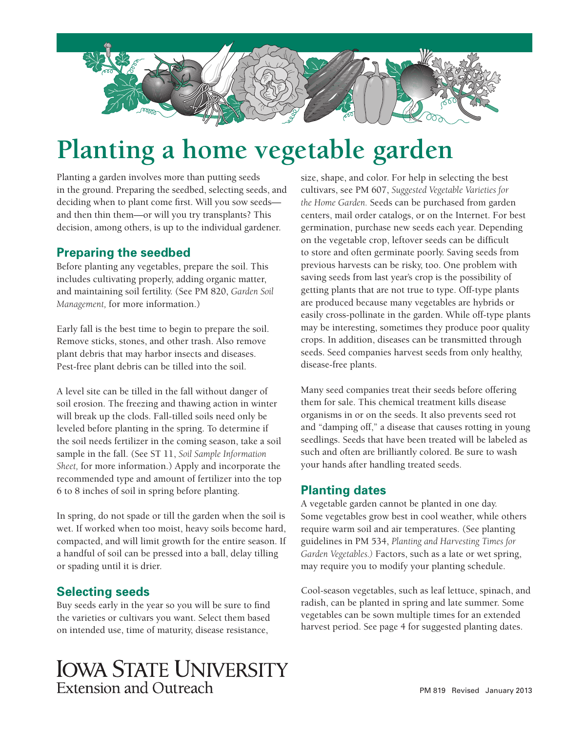# Planting a home vegetable garden

Planting a garden involves more than putting seeds in the ground. Preparing the seedbed, selecting seeds, and deciding when to plant come first. Will you sow seeds—and then thin them—or will you try transplants? This decision, among others, is up to the individual gardener.

## Preparing the seedbed

Before planting any vegetables, prepare the soil. This includes cultivating properly, adding organic matter, and maintaining soil fertility. (See PM 820, *Garden Soil Management,* for more information.)

Early fall is the best time to begin to prepare the soil. Remove sticks, stones, and other trash. Also remove plant debris that may harbor insects and diseases. Pest-free plant debris can be tilled into the soil.

A level site can be tilled in the fall without danger of soil erosion. The freezing and thawing action in winter will break up the clods. Fall-tilled soils need only be leveled before planting in the spring. To determine if the soil needs fertilizer in the coming season, take a soil sample in the fall. (See ST 11, *Soil Sample Information Sheet,* for more information.) Apply and incorporate the recommended type and amount of fertilizer into the top 6 to 8 inches of soil in spring before planting.

In spring, do not spade or till the garden when the soil is wet. If worked when too moist, heavy soils become hard, compacted, and will limit growth for the entire season. If a handful of soil can be pressed into a ball, delay tilling or spading until it is drier.

## Selecting seeds

Buy seeds early in the year so you will be sure to find the varieties or cultivars you want. Select them based on intended use, time of maturity, disease resistance, size, shape, and color. For help in selecting the best cultivars, see PM 607, *Suggested Vegetable Varieties for the Home Garden.* Seeds can be purchased from garden centers, mail order catalogs, or on the Internet. For best germination, purchase new seeds each year. Depending on the vegetable crop, leftover seeds can be difficult to store and often germinate poorly. Saving seeds from previous harvests can be risky, too. One problem with saving seeds from last year's crop is the possibility of getting plants that are not true to type. Off-type plants are produced because many vegetables are hybrids or easily cross-pollinate in the garden. While off-type plants may be interesting, sometimes they produce poor quality crops. In addition, diseases can be transmitted through seeds. Seed companies harvest seeds from only healthy, disease-free plants.

Many seed companies treat their seeds before offering them for sale. This chemical treatment kills disease organisms in or on the seeds. It also prevents seed rot and "damping off," a disease that causes rotting in young seedlings. Seeds that have been treated will be labeled as such and often are brilliantly colored. Be sure to wash your hands after handling treated seeds.

## Planting dates

A vegetable garden cannot be planted in one day. Some vegetables grow best in cool weather, while others require warm soil and air temperatures. (See planting guidelines in PM 534, *Planting and Harvesting Times for Garden Vegetables.)* Factors, such as a late or wet spring, may require you to modify your planting schedule.

Cool-season vegetables, such as leaf lettuce, spinach, and radish, can be planted in spring and late summer. Some vegetables can be sown multiple times for an extended harvest period. See page 4 for suggested planting dates.

IOWA STATE UNIVERSITY
Extension and Outreach

PM 819 Revised January 2013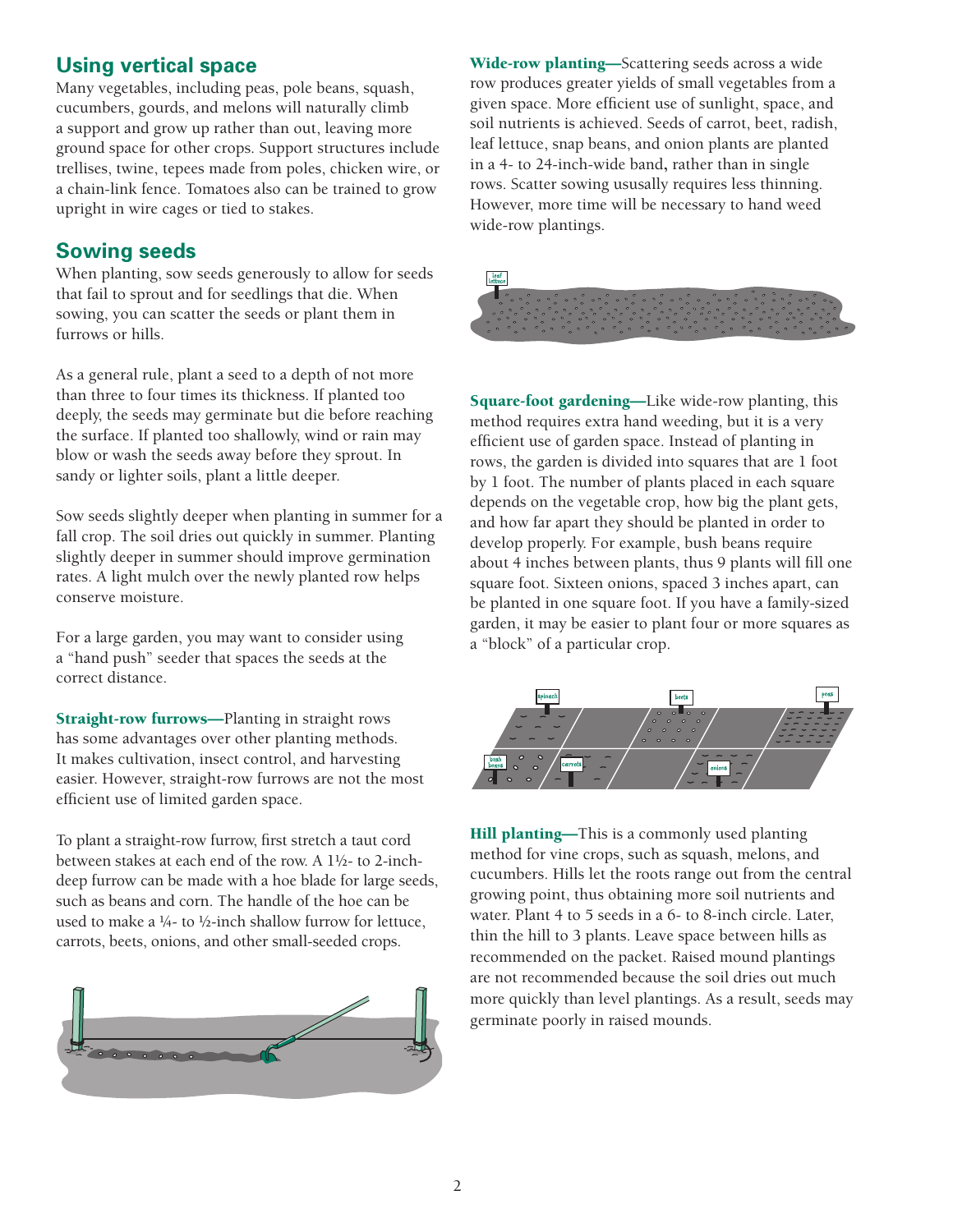## Using vertical space

Many vegetables, including peas, pole beans, squash, cucumbers, gourds, and melons will naturally climb a support and grow up rather than out, leaving more ground space for other crops. Support structures include trellises, twine, tepees made from poles, chicken wire, or a chain-link fence. Tomatoes also can be trained to grow upright in wire cages or tied to stakes.

## Sowing seeds

When planting, sow seeds generously to allow for seeds that fail to sprout and for seedlings that die. When sowing, you can scatter the seeds or plant them in furrows or hills.

As a general rule, plant a seed to a depth of not more than three to four times its thickness. If planted too deeply, the seeds may germinate but die before reaching the surface. If planted too shallowly, wind or rain may blow or wash the seeds away before they sprout. In sandy or lighter soils, plant a little deeper.

Sow seeds slightly deeper when planting in summer for a fall crop. The soil dries out quickly in summer. Planting slightly deeper in summer should improve germination rates. A light mulch over the newly planted row helps conserve moisture.

For a large garden, you may want to consider using a "hand push" seeder that spaces the seeds at the correct distance.

**Straight-row furrows—**Planting in straight rows has some advantages over other planting methods. It makes cultivation, insect control, and harvesting easier. However, straight-row furrows are not the most efficient use of limited garden space.

To plant a straight-row furrow, first stretch a taut cord between stakes at each end of the row. A 1½- to 2-inch-deep furrow can be made with a hoe blade for large seeds, such as beans and corn. The handle of the hoe can be used to make a ¼- to ½-inch shallow furrow for lettuce, carrots, beets, onions, and other small-seeded crops.

**Wide-row planting—**Scattering seeds across a wide row produces greater yields of small vegetables from a given space. More efficient use of sunlight, space, and soil nutrients is achieved. Seeds of carrot, beet, radish, leaf lettuce, snap beans, and onion plants are planted in a 4- to 24-inch-wide band, rather than in single rows. Scatter sowing ususally requires less thinning. However, more time will be necessary to hand weed wide-row plantings.

leaf lettuce

**Square-foot gardening—**Like wide-row planting, this method requires extra hand weeding, but it is a very efficient use of garden space. Instead of planting in rows, the garden is divided into squares that are 1 foot by 1 foot. The number of plants placed in each square depends on the vegetable crop, how big the plant gets, and how far apart they should be planted in order to develop properly. For example, bush beans require about 4 inches between plants, thus 9 plants will fill one square foot. Sixteen onions, spaced 3 inches apart, can be planted in one square foot. If you have a family-sized garden, it may be easier to plant four or more squares as a "block" of a particular crop.

spinach
beets
peas
bush beans
carrots
onions

**Hill planting—**This is a commonly used planting method for vine crops, such as squash, melons, and cucumbers. Hills let the roots range out from the central growing point, thus obtaining more soil nutrients and water. Plant 4 to 5 seeds in a 6- to 8-inch circle. Later, thin the hill to 3 plants. Leave space between hills as recommended on the packet. Raised mound plantings are not recommended because the soil dries out much more quickly than level plantings. As a result, seeds may germinate poorly in raised mounds.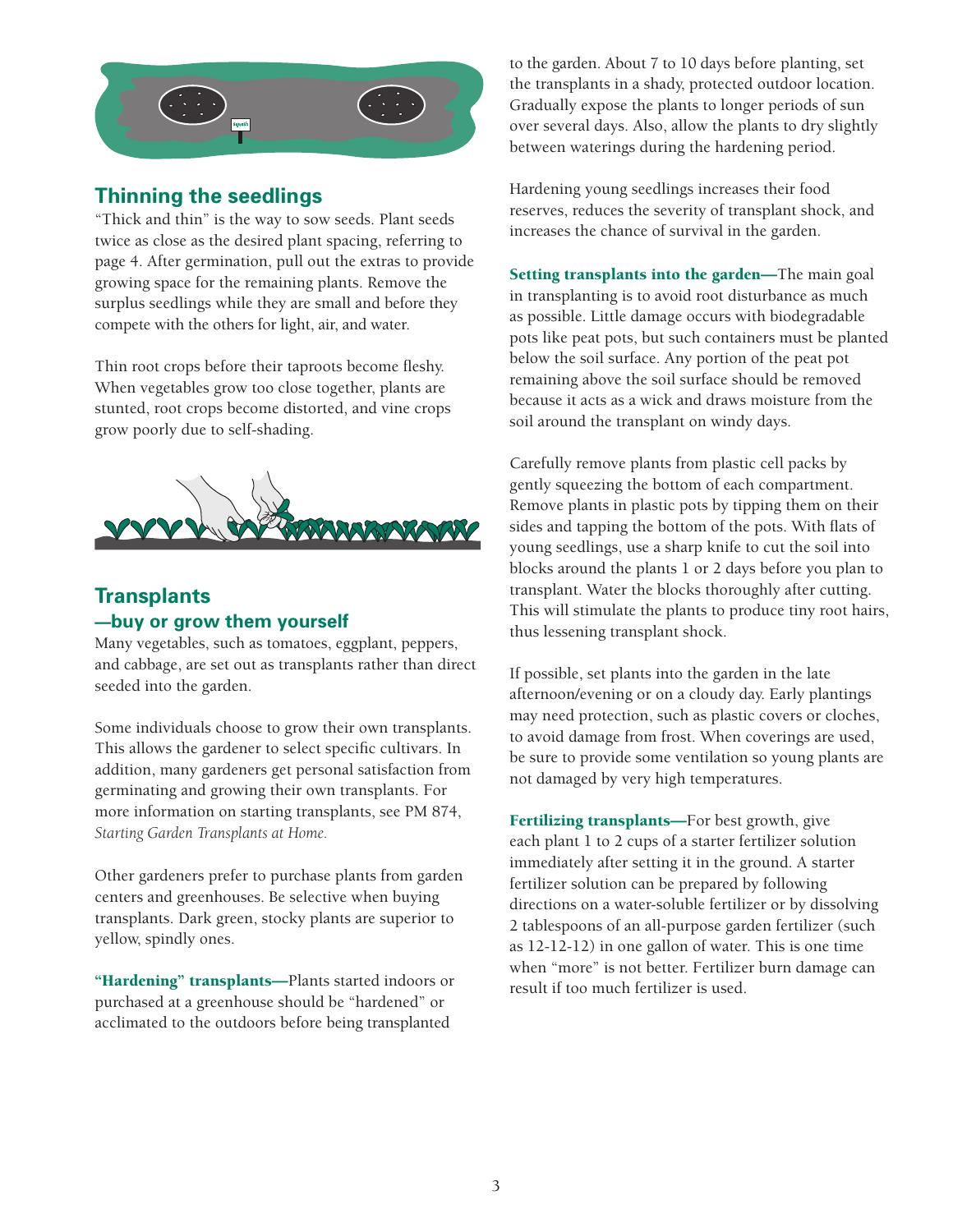## Thinning the seedlings

"Thick and thin" is the way to sow seeds. Plant seeds twice as close as the desired plant spacing, referring to page 4. After germination, pull out the extras to provide growing space for the remaining plants. Remove the surplus seedlings while they are small and before they compete with the others for light, air, and water.

Thin root crops before their taproots become fleshy. When vegetables grow too close together, plants are stunted, root crops become distorted, and vine crops grow poorly due to self-shading.

## Transplants —buy or grow them yourself

Many vegetables, such as tomatoes, eggplant, peppers, and cabbage, are set out as transplants rather than direct seeded into the garden.

Some individuals choose to grow their own transplants. This allows the gardener to select specific cultivars. In addition, many gardeners get personal satisfaction from germinating and growing their own transplants. For more information on starting transplants, see PM 874, *Starting Garden Transplants at Home.*

Other gardeners prefer to purchase plants from garden centers and greenhouses. Be selective when buying transplants. Dark green, stocky plants are superior to yellow, spindly ones.

**"Hardening" transplants—**Plants started indoors or purchased at a greenhouse should be "hardened" or acclimated to the outdoors before being transplanted to the garden. About 7 to 10 days before planting, set the transplants in a shady, protected outdoor location. Gradually expose the plants to longer periods of sun over several days. Also, allow the plants to dry slightly between waterings during the hardening period.

Hardening young seedlings increases their food reserves, reduces the severity of transplant shock, and increases the chance of survival in the garden.

**Setting transplants into the garden—**The main goal in transplanting is to avoid root disturbance as much as possible. Little damage occurs with biodegradable pots like peat pots, but such containers must be planted below the soil surface. Any portion of the peat pot remaining above the soil surface should be removed because it acts as a wick and draws moisture from the soil around the transplant on windy days.

Carefully remove plants from plastic cell packs by gently squeezing the bottom of each compartment. Remove plants in plastic pots by tipping them on their sides and tapping the bottom of the pots. With flats of young seedlings, use a sharp knife to cut the soil into blocks around the plants 1 or 2 days before you plan to transplant. Water the blocks thoroughly after cutting. This will stimulate the plants to produce tiny root hairs, thus lessening transplant shock.

If possible, set plants into the garden in the late afternoon/evening or on a cloudy day. Early plantings may need protection, such as plastic covers or cloches, to avoid damage from frost. When coverings are used, be sure to provide some ventilation so young plants are not damaged by very high temperatures.

**Fertilizing transplants—**For best growth, give each plant 1 to 2 cups of a starter fertilizer solution immediately after setting it in the ground. A starter fertilizer solution can be prepared by following directions on a water-soluble fertilizer or by dissolving 2 tablespoons of an all-purpose garden fertilizer (such as 12-12-12) in one gallon of water. This is one time when "more" is not better. Fertilizer burn damage can result if too much fertilizer is used.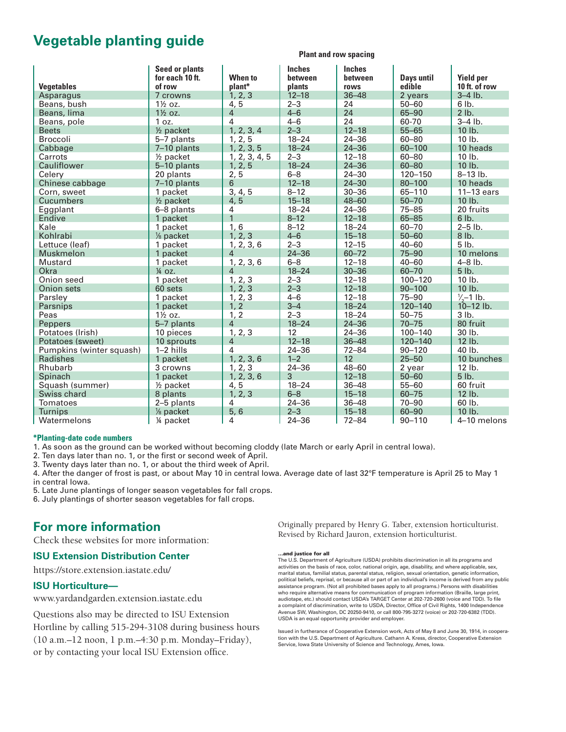## Vegetable planting guide

| Vegetables | Seed or plants for each 10 ft. of row | When to plant* | Plant and row spacing: Inches between plants | Inches between rows | Days until edible | Yield per 10 ft. of row |
|---|---|---|---|---|---|---|
| Asparagus | 7 crowns | 1, 2, 3 | 12–18 | 36–48 | 2 years | 3–4 lb. |
| Beans, bush | 1½ oz. | 4, 5 | 2–3 | 24 | 50–60 | 6 lb. |
| Beans, lima | 1½ oz. | 4 | 4–6 | 24 | 65–90 | 2 lb. |
| Beans, pole | 1 oz. | 4 | 4–6 | 24 | 60-70 | 3–4 lb. |
| Beets | ½ packet | 1, 2, 3, 4 | 2–3 | 12–18 | 55–65 | 10 lb. |
| Broccoli | 5–7 plants | 1, 2, 5 | 18–24 | 24–36 | 60–80 | 10 lb. |
| Cabbage | 7–10 plants | 1, 2, 3, 5 | 18–24 | 24–36 | 60–100 | 10 heads |
| Carrots | ½ packet | 1, 2, 3, 4, 5 | 2–3 | 12–18 | 60–80 | 10 lb. |
| Cauliflower | 5–10 plants | 1, 2, 5 | 18–24 | 24–36 | 60–80 | 10 lb. |
| Celery | 20 plants | 2, 5 | 6–8 | 24–30 | 120–150 | 8–13 lb. |
| Chinese cabbage | 7–10 plants | 6 | 12–18 | 24–30 | 80–100 | 10 heads |
| Corn, sweet | 1 packet | 3, 4, 5 | 8–12 | 30–36 | 65–110 | 11–13 ears |
| Cucumbers | ½ packet | 4, 5 | 15–18 | 48–60 | 50–70 | 10 lb. |
| Eggplant | 6–8 plants | 4 | 18–24 | 24–36 | 75–85 | 20 fruits |
| Endive | 1 packet | 1 | 8–12 | 12–18 | 65–85 | 6 lb. |
| Kale | 1 packet | 1, 6 | 8–12 | 18–24 | 60–70 | 2–5 lb. |
| Kohlrabi | ⅛ packet | 1, 2, 3 | 4–6 | 15–18 | 50–60 | 8 lb. |
| Lettuce (leaf) | 1 packet | 1, 2, 3, 6 | 2–3 | 12–15 | 40–60 | 5 lb. |
| Muskmelon | 1 packet | 4 | 24–36 | 60–72 | 75–90 | 10 melons |
| Mustard | 1 packet | 1, 2, 3, 6 | 6–8 | 12–18 | 40–60 | 4–8 lb. |
| Okra | ¼ oz. | 4 | 18–24 | 30–36 | 60–70 | 5 lb. |
| Onion seed | 1 packet | 1, 2, 3 | 2–3 | 12–18 | 100–120 | 10 lb. |
| Onion sets | 60 sets | 1, 2, 3 | 2–3 | 12–18 | 90–100 | 10 lb. |
| Parsley | 1 packet | 1, 2, 3 | 4–6 | 12–18 | 75–90 | ½–1 lb. |
| Parsnips | 1 packet | 1, 2 | 3–4 | 18–24 | 120–140 | 10–12 lb. |
| Peas | 1½ oz. | 1, 2 | 2–3 | 18–24 | 50–75 | 3 lb. |
| Peppers | 5–7 plants | 4 | 18–24 | 24–36 | 70–75 | 80 fruit |
| Potatoes (Irish) | 10 pieces | 1, 2, 3 | 12 | 24–36 | 100–140 | 30 lb. |
| Potatoes (sweet) | 10 sprouts | 4 | 12–18 | 36–48 | 120–140 | 12 lb. |
| Pumpkins (winter squash) | 1–2 hills | 4 | 24–36 | 72–84 | 90–120 | 40 lb. |
| Radishes | 1 packet | 1, 2, 3, 6 | 1–2 | 12 | 25–50 | 10 bunches |
| Rhubarb | 3 crowns | 1, 2, 3 | 24–36 | 48–60 | 2 year | 12 lb. |
| Spinach | 1 packet | 1, 2, 3, 6 | 3 | 12–18 | 50–60 | 5 lb. |
| Squash (summer) | ½ packet | 4, 5 | 18–24 | 36–48 | 55–60 | 60 fruit |
| Swiss chard | 8 plants | 1, 2, 3 | 6–8 | 15–18 | 60–75 | 12 lb. |
| Tomatoes | 2–5 plants | 4 | 24–36 | 36–48 | 70–90 | 60 lb. |
| Turnips | ⅛ packet | 5, 6 | 2–3 | 15–18 | 60–90 | 10 lb. |
| Watermelons | ¼ packet | 4 | 24–36 | 72–84 | 90–110 | 4–10 melons |

**\*Planting-date code numbers**

1. As soon as the ground can be worked without becoming cloddy (late March or early April in central Iowa).
2. Ten days later than no. 1, or the first or second week of April.
3. Twenty days later than no. 1, or about the third week of April.
4. After the danger of frost is past, or about May 10 in central Iowa. Average date of last 32°F temperature is April 25 to May 1 in central Iowa.
5. Late June plantings of longer season vegetables for fall crops.
6. July plantings of shorter season vegetables for fall crops.

## For more information

Check these websites for more information:

### ISU Extension Distribution Center

https://store.extension.iastate.edu/

### ISU Horticulture—

www.yardandgarden.extension.iastate.edu

Questions also may be directed to ISU Extension Hortline by calling 515-294-3108 during business hours (10 a.m.–12 noon, 1 p.m.–4:30 p.m. Monday–Friday), or by contacting your local ISU Extension office.

Originally prepared by Henry G. Taber, extension horticulturist. Revised by Richard Jauron, extension horticulturist.

**...and justice for all**
The U.S. Department of Agriculture (USDA) prohibits discrimination in all its programs and activities on the basis of race, color, national origin, age, disability, and where applicable, sex, marital status, familial status, parental status, religion, sexual orientation, genetic information, political beliefs, reprisal, or because all or part of an individual's income is derived from any public assistance program. (Not all prohibited bases apply to all programs.) Persons with disabilities who require alternative means for communication of program information (Braille, large print, audiotape, etc.) should contact USDA's TARGET Center at 202-720-2600 (voice and TDD). To file a complaint of discrimination, write to USDA, Director, Office of Civil Rights, 1400 Independence Avenue SW, Washington, DC 20250-9410, or call 800-795-3272 (voice) or 202-720-6382 (TDD). USDA is an equal opportunity provider and employer.

Issued in furtherance of Cooperative Extension work, Acts of May 8 and June 30, 1914, in cooperation with the U.S. Department of Agriculture. Cathann A. Kress, director, Cooperative Extension Service, Iowa State University of Science and Technology, Ames, Iowa.